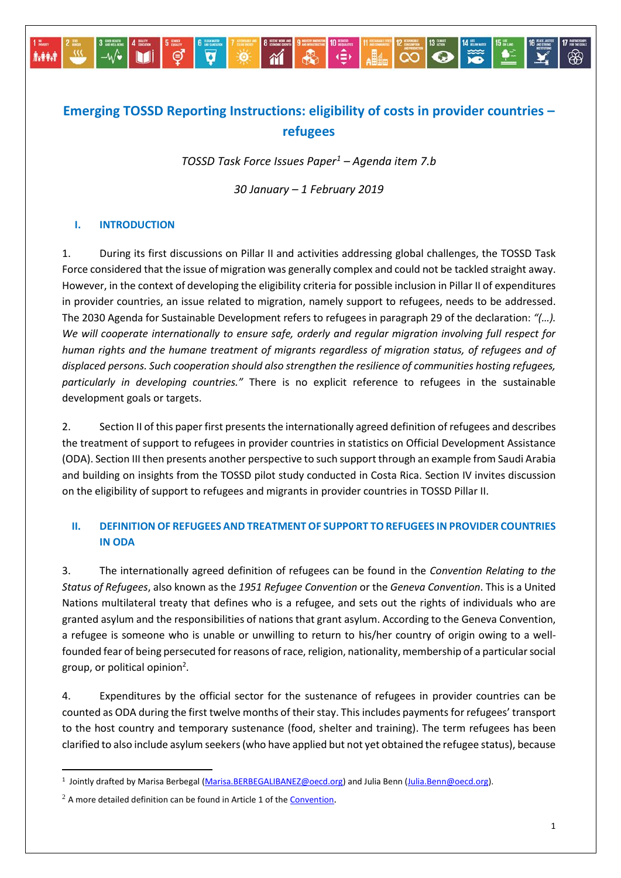# Emerging TOSSD Reporting Instructions: eligibility of costs in provider countries – refugees

*TOSSD Task Force Issues Paper[1] – Agenda item 7.b*

*30 January – 1 February 2019*

## I. INTRODUCTION

1. During its first discussions on Pillar II and activities addressing global challenges, the TOSSD Task Force considered that the issue of migration was generally complex and could not be tackled straight away. However, in the context of developing the eligibility criteria for possible inclusion in Pillar II of expenditures in provider countries, an issue related to migration, namely support to refugees, needs to be addressed. The 2030 Agenda for Sustainable Development refers to refugees in paragraph 29 of the declaration: *"(…). We will cooperate internationally to ensure safe, orderly and regular migration involving full respect for human rights and the humane treatment of migrants regardless of migration status, of refugees and of displaced persons. Such cooperation should also strengthen the resilience of communities hosting refugees, particularly in developing countries."* There is no explicit reference to refugees in the sustainable development goals or targets.

2. Section II of this paper first presents the internationally agreed definition of refugees and describes the treatment of support to refugees in provider countries in statistics on Official Development Assistance (ODA). Section III then presents another perspective to such support through an example from Saudi Arabia and building on insights from the TOSSD pilot study conducted in Costa Rica. Section IV invites discussion on the eligibility of support to refugees and migrants in provider countries in TOSSD Pillar II.

## II. DEFINITION OF REFUGEES AND TREATMENT OF SUPPORT TO REFUGEES IN PROVIDER COUNTRIES IN ODA

3. The internationally agreed definition of refugees can be found in the *Convention Relating to the Status of Refugees*, also known as the *1951 Refugee Convention* or the *Geneva Convention*. This is a United Nations multilateral treaty that defines who is a refugee, and sets out the rights of individuals who are granted asylum and the responsibilities of nations that grant asylum. According to the Geneva Convention, a refugee is someone who is unable or unwilling to return to his/her country of origin owing to a well-founded fear of being persecuted for reasons of race, religion, nationality, membership of a particular social group, or political opinion[2].

4. Expenditures by the official sector for the sustenance of refugees in provider countries can be counted as ODA during the first twelve months of their stay. This includes payments for refugees' transport to the host country and temporary sustenance (food, shelter and training). The term refugees has been clarified to also include asylum seekers (who have applied but not yet obtained the refugee status), because

---

[1] Jointly drafted by Marisa Berbegal (Marisa.BERBEGALIBANEZ@oecd.org) and Julia Benn (Julia.Benn@oecd.org).

[2] A more detailed definition can be found in Article 1 of the Convention.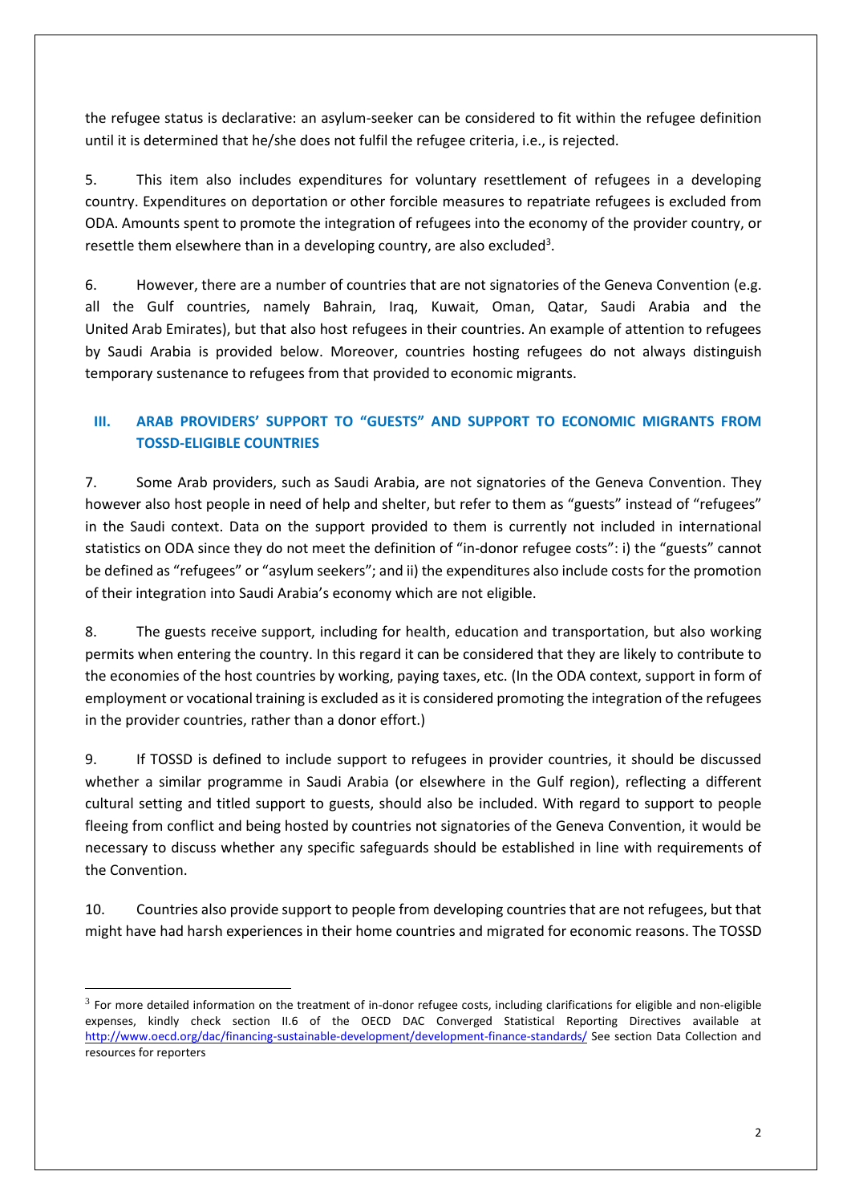the refugee status is declarative: an asylum-seeker can be considered to fit within the refugee definition until it is determined that he/she does not fulfil the refugee criteria, i.e., is rejected.

5. This item also includes expenditures for voluntary resettlement of refugees in a developing country. Expenditures on deportation or other forcible measures to repatriate refugees is excluded from ODA. Amounts spent to promote the integration of refugees into the economy of the provider country, or resettle them elsewhere than in a developing country, are also excluded[3].

6. However, there are a number of countries that are not signatories of the Geneva Convention (e.g. all the Gulf countries, namely Bahrain, Iraq, Kuwait, Oman, Qatar, Saudi Arabia and the United Arab Emirates), but that also host refugees in their countries. An example of attention to refugees by Saudi Arabia is provided below. Moreover, countries hosting refugees do not always distinguish temporary sustenance to refugees from that provided to economic migrants.

## III. ARAB PROVIDERS' SUPPORT TO "GUESTS" AND SUPPORT TO ECONOMIC MIGRANTS FROM TOSSD-ELIGIBLE COUNTRIES

7. Some Arab providers, such as Saudi Arabia, are not signatories of the Geneva Convention. They however also host people in need of help and shelter, but refer to them as "guests" instead of "refugees" in the Saudi context. Data on the support provided to them is currently not included in international statistics on ODA since they do not meet the definition of "in-donor refugee costs": i) the "guests" cannot be defined as "refugees" or "asylum seekers"; and ii) the expenditures also include costs for the promotion of their integration into Saudi Arabia's economy which are not eligible.

8. The guests receive support, including for health, education and transportation, but also working permits when entering the country. In this regard it can be considered that they are likely to contribute to the economies of the host countries by working, paying taxes, etc. (In the ODA context, support in form of employment or vocational training is excluded as it is considered promoting the integration of the refugees in the provider countries, rather than a donor effort.)

9. If TOSSD is defined to include support to refugees in provider countries, it should be discussed whether a similar programme in Saudi Arabia (or elsewhere in the Gulf region), reflecting a different cultural setting and titled support to guests, should also be included. With regard to support to people fleeing from conflict and being hosted by countries not signatories of the Geneva Convention, it would be necessary to discuss whether any specific safeguards should be established in line with requirements of the Convention.

10. Countries also provide support to people from developing countries that are not refugees, but that might have had harsh experiences in their home countries and migrated for economic reasons. The TOSSD

---

[3] For more detailed information on the treatment of in-donor refugee costs, including clarifications for eligible and non-eligible expenses, kindly check section II.6 of the OECD DAC Converged Statistical Reporting Directives available at http://www.oecd.org/dac/financing-sustainable-development/development-finance-standards/ See section Data Collection and resources for reporters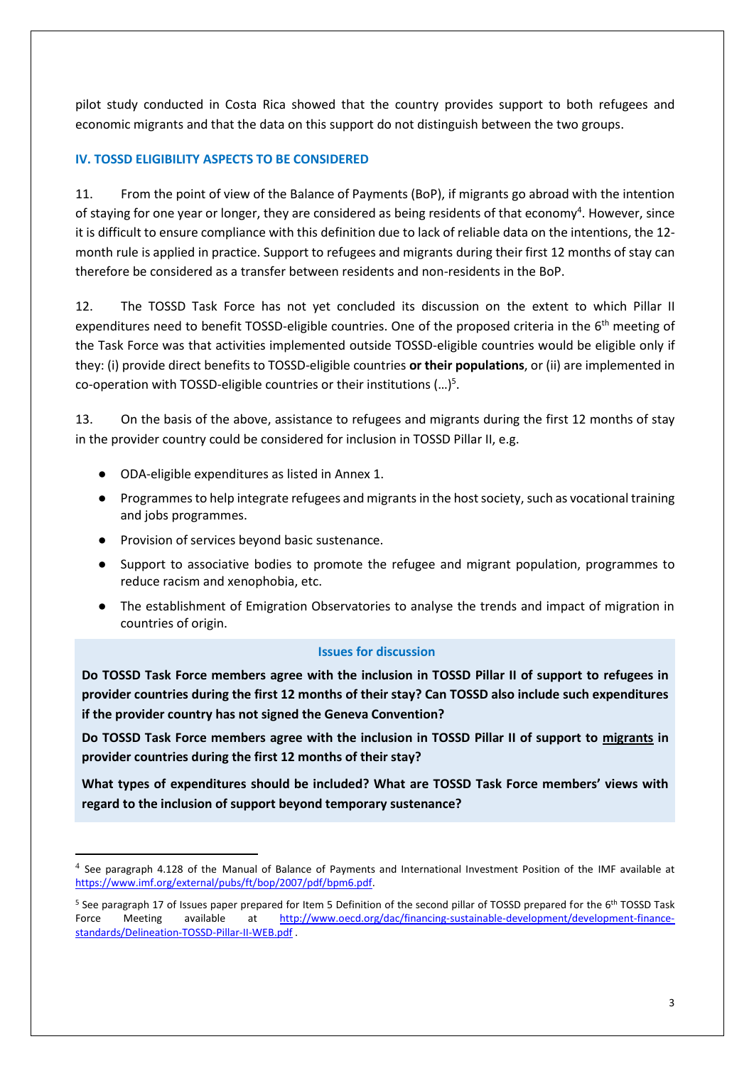pilot study conducted in Costa Rica showed that the country provides support to both refugees and economic migrants and that the data on this support do not distinguish between the two groups.

## IV. TOSSD ELIGIBILITY ASPECTS TO BE CONSIDERED

11. From the point of view of the Balance of Payments (BoP), if migrants go abroad with the intention of staying for one year or longer, they are considered as being residents of that economy[4]. However, since it is difficult to ensure compliance with this definition due to lack of reliable data on the intentions, the 12-month rule is applied in practice. Support to refugees and migrants during their first 12 months of stay can therefore be considered as a transfer between residents and non-residents in the BoP.

12. The TOSSD Task Force has not yet concluded its discussion on the extent to which Pillar II expenditures need to benefit TOSSD-eligible countries. One of the proposed criteria in the 6th meeting of the Task Force was that activities implemented outside TOSSD-eligible countries would be eligible only if they: (i) provide direct benefits to TOSSD-eligible countries **or their populations**, or (ii) are implemented in co-operation with TOSSD-eligible countries or their institutions (…)[5].

13. On the basis of the above, assistance to refugees and migrants during the first 12 months of stay in the provider country could be considered for inclusion in TOSSD Pillar II, e.g.

- ODA-eligible expenditures as listed in Annex 1.
- Programmes to help integrate refugees and migrants in the host society, such as vocational training and jobs programmes.
- Provision of services beyond basic sustenance.
- Support to associative bodies to promote the refugee and migrant population, programmes to reduce racism and xenophobia, etc.
- The establishment of Emigration Observatories to analyse the trends and impact of migration in countries of origin.

### Issues for discussion

**Do TOSSD Task Force members agree with the inclusion in TOSSD Pillar II of support to refugees in provider countries during the first 12 months of their stay? Can TOSSD also include such expenditures if the provider country has not signed the Geneva Convention?**

**Do TOSSD Task Force members agree with the inclusion in TOSSD Pillar II of support to <u>migrants</u> in provider countries during the first 12 months of their stay?**

**What types of expenditures should be included? What are TOSSD Task Force members' views with regard to the inclusion of support beyond temporary sustenance?**

---

[4] See paragraph 4.128 of the Manual of Balance of Payments and International Investment Position of the IMF available at https://www.imf.org/external/pubs/ft/bop/2007/pdf/bpm6.pdf.

[5] See paragraph 17 of Issues paper prepared for Item 5 Definition of the second pillar of TOSSD prepared for the 6th TOSSD Task Force Meeting available at http://www.oecd.org/dac/financing-sustainable-development/development-finance-standards/Delineation-TOSSD-Pillar-II-WEB.pdf .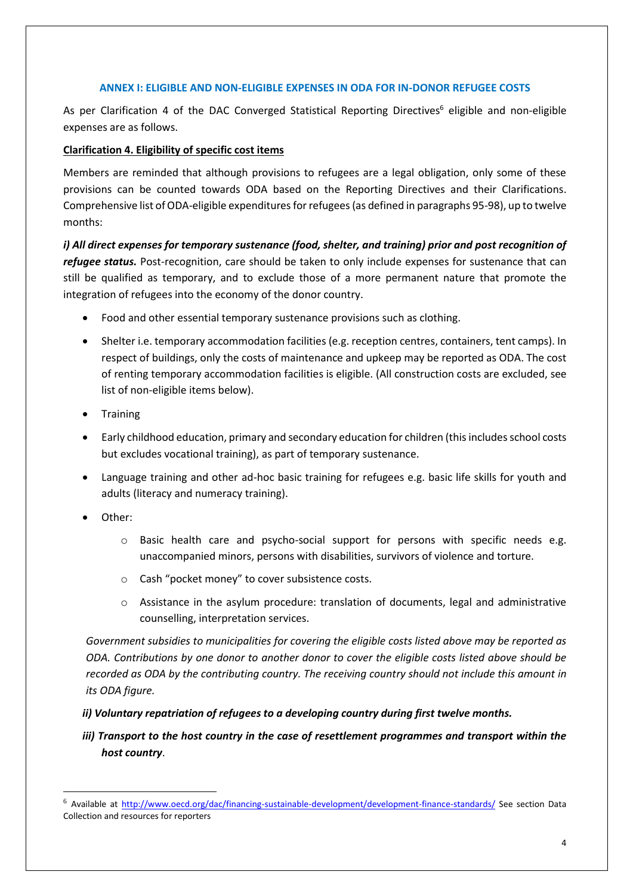### ANNEX I: ELIGIBLE AND NON-ELIGIBLE EXPENSES IN ODA FOR IN-DONOR REFUGEE COSTS

As per Clarification 4 of the DAC Converged Statistical Reporting Directives[6] eligible and non-eligible expenses are as follows.

**Clarification 4. Eligibility of specific cost items**

Members are reminded that although provisions to refugees are a legal obligation, only some of these provisions can be counted towards ODA based on the Reporting Directives and their Clarifications. Comprehensive list of ODA-eligible expenditures for refugees (as defined in paragraphs 95-98), up to twelve months:

***i) All direct expenses for temporary sustenance (food, shelter, and training) prior and post recognition of refugee status.*** Post-recognition, care should be taken to only include expenses for sustenance that can still be qualified as temporary, and to exclude those of a more permanent nature that promote the integration of refugees into the economy of the donor country.

- Food and other essential temporary sustenance provisions such as clothing.
- Shelter i.e. temporary accommodation facilities (e.g. reception centres, containers, tent camps). In respect of buildings, only the costs of maintenance and upkeep may be reported as ODA. The cost of renting temporary accommodation facilities is eligible. (All construction costs are excluded, see list of non-eligible items below).
- Training
- Early childhood education, primary and secondary education for children (this includes school costs but excludes vocational training), as part of temporary sustenance.
- Language training and other ad-hoc basic training for refugees e.g. basic life skills for youth and adults (literacy and numeracy training).
- Other:
  - Basic health care and psycho-social support for persons with specific needs e.g. unaccompanied minors, persons with disabilities, survivors of violence and torture.
  - Cash "pocket money" to cover subsistence costs.
  - Assistance in the asylum procedure: translation of documents, legal and administrative counselling, interpretation services.

*Government subsidies to municipalities for covering the eligible costs listed above may be reported as ODA. Contributions by one donor to another donor to cover the eligible costs listed above should be recorded as ODA by the contributing country. The receiving country should not include this amount in its ODA figure.*

***ii) Voluntary repatriation of refugees to a developing country during first twelve months.***

***iii) Transport to the host country in the case of resettlement programmes and transport within the host country***.

[6] Available at http://www.oecd.org/dac/financing-sustainable-development/development-finance-standards/ See section Data Collection and resources for reporters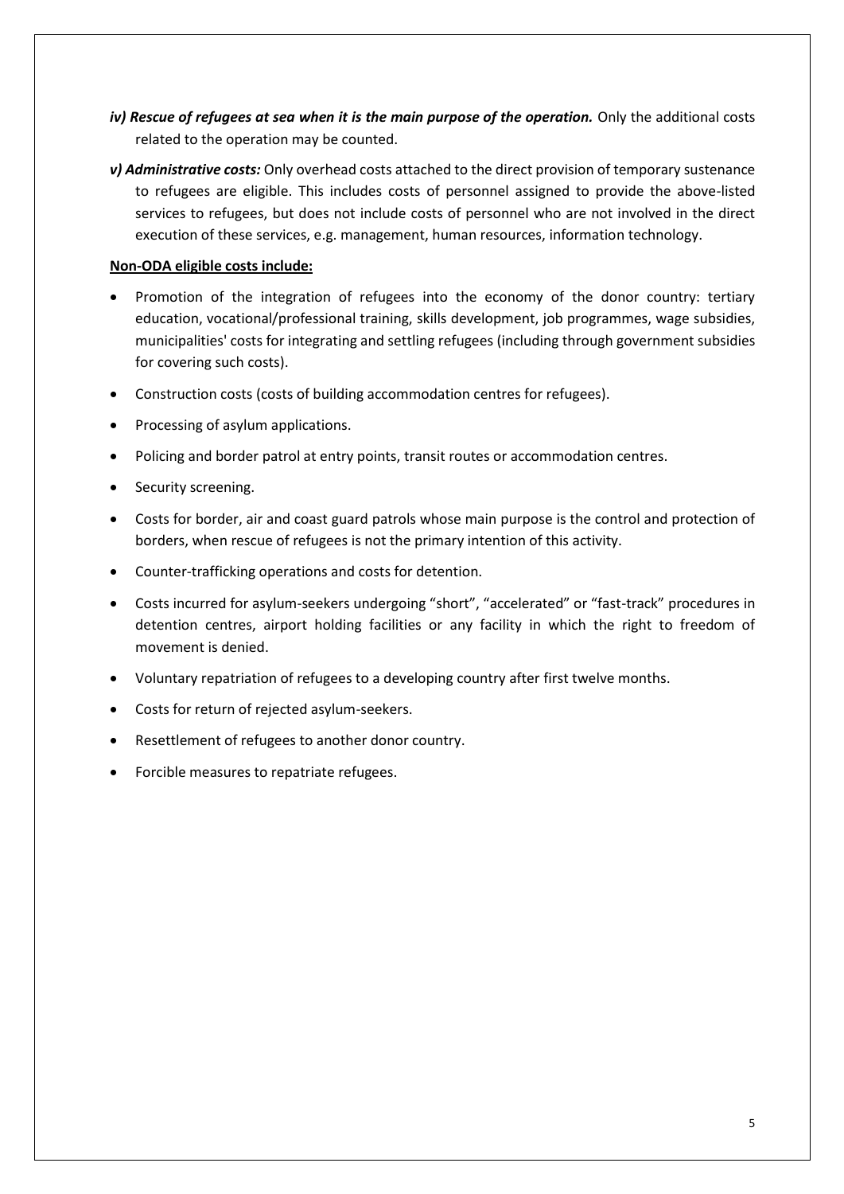***iv) Rescue of refugees at sea when it is the main purpose of the operation.*** Only the additional costs related to the operation may be counted.

***v) Administrative costs:*** Only overhead costs attached to the direct provision of temporary sustenance to refugees are eligible. This includes costs of personnel assigned to provide the above-listed services to refugees, but does not include costs of personnel who are not involved in the direct execution of these services, e.g. management, human resources, information technology.

**Non-ODA eligible costs include:**

- Promotion of the integration of refugees into the economy of the donor country: tertiary education, vocational/professional training, skills development, job programmes, wage subsidies, municipalities' costs for integrating and settling refugees (including through government subsidies for covering such costs).
- Construction costs (costs of building accommodation centres for refugees).
- Processing of asylum applications.
- Policing and border patrol at entry points, transit routes or accommodation centres.
- Security screening.
- Costs for border, air and coast guard patrols whose main purpose is the control and protection of borders, when rescue of refugees is not the primary intention of this activity.
- Counter-trafficking operations and costs for detention.
- Costs incurred for asylum-seekers undergoing "short", "accelerated" or "fast-track" procedures in detention centres, airport holding facilities or any facility in which the right to freedom of movement is denied.
- Voluntary repatriation of refugees to a developing country after first twelve months.
- Costs for return of rejected asylum-seekers.
- Resettlement of refugees to another donor country.
- Forcible measures to repatriate refugees.